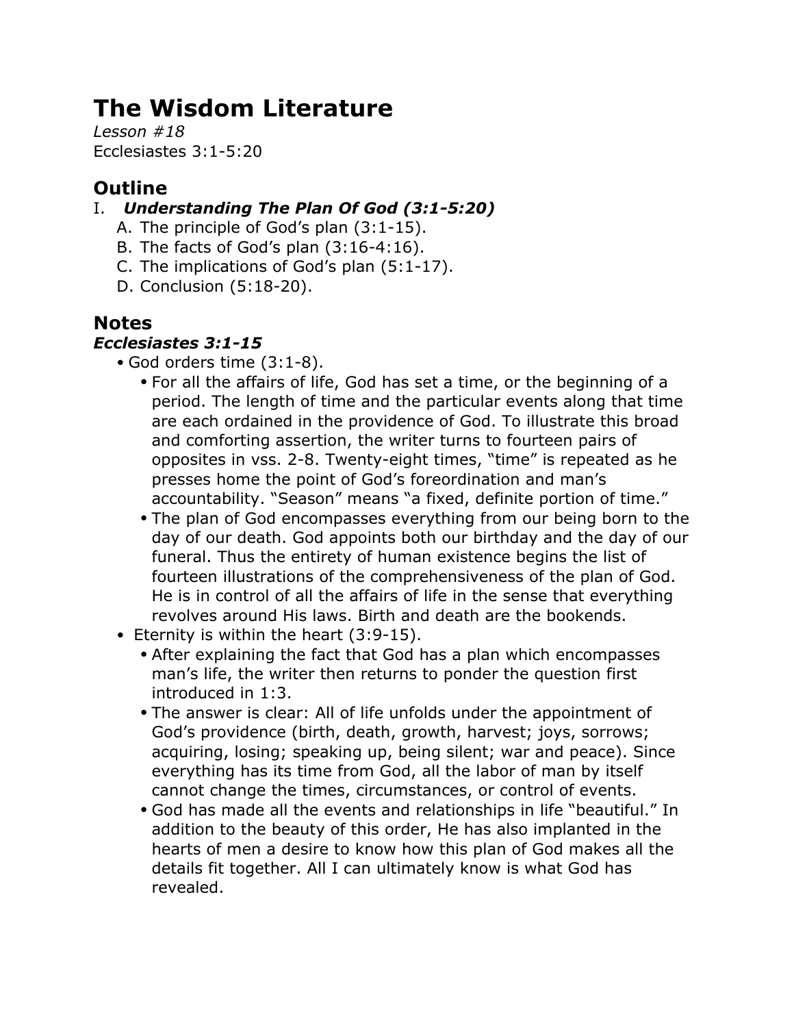# The Wisdom Literature

*Lesson #18*
Ecclesiastes 3:1-5:20

## Outline

I. ***Understanding The Plan Of God (3:1-5:20)***
   A. The principle of God's plan (3:1-15).
   B. The facts of God's plan (3:16-4:16).
   C. The implications of God's plan (5:1-17).
   D. Conclusion (5:18-20).

## Notes

### *Ecclesiastes 3:1-15*

- God orders time (3:1-8).
  - For all the affairs of life, God has set a time, or the beginning of a period. The length of time and the particular events along that time are each ordained in the providence of God. To illustrate this broad and comforting assertion, the writer turns to fourteen pairs of opposites in vss. 2-8. Twenty-eight times, "time" is repeated as he presses home the point of God's foreordination and man's accountability. "Season" means "a fixed, definite portion of time."
  - The plan of God encompasses everything from our being born to the day of our death. God appoints both our birthday and the day of our funeral. Thus the entirety of human existence begins the list of fourteen illustrations of the comprehensiveness of the plan of God. He is in control of all the affairs of life in the sense that everything revolves around His laws. Birth and death are the bookends.
- Eternity is within the heart (3:9-15).
  - After explaining the fact that God has a plan which encompasses man's life, the writer then returns to ponder the question first introduced in 1:3.
  - The answer is clear: All of life unfolds under the appointment of God's providence (birth, death, growth, harvest; joys, sorrows; acquiring, losing; speaking up, being silent; war and peace). Since everything has its time from God, all the labor of man by itself cannot change the times, circumstances, or control of events.
  - God has made all the events and relationships in life "beautiful." In addition to the beauty of this order, He has also implanted in the hearts of men a desire to know how this plan of God makes all the details fit together. All I can ultimately know is what God has revealed.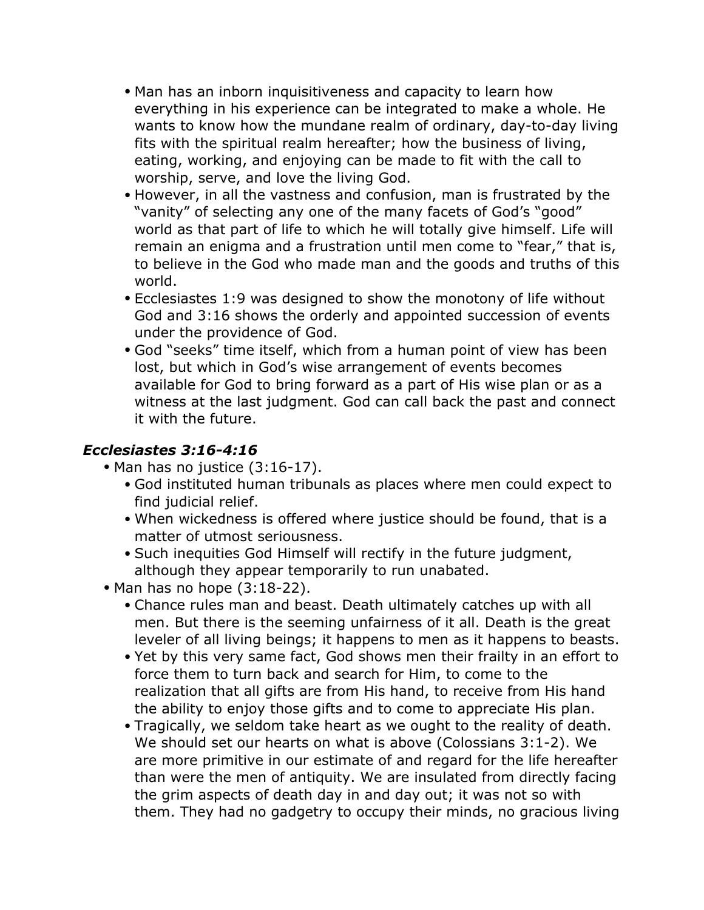- Man has an inborn inquisitiveness and capacity to learn how everything in his experience can be integrated to make a whole. He wants to know how the mundane realm of ordinary, day-to-day living fits with the spiritual realm hereafter; how the business of living, eating, working, and enjoying can be made to fit with the call to worship, serve, and love the living God.
- However, in all the vastness and confusion, man is frustrated by the "vanity" of selecting any one of the many facets of God's "good" world as that part of life to which he will totally give himself. Life will remain an enigma and a frustration until men come to "fear," that is, to believe in the God who made man and the goods and truths of this world.
- Ecclesiastes 1:9 was designed to show the monotony of life without God and 3:16 shows the orderly and appointed succession of events under the providence of God.
- God "seeks" time itself, which from a human point of view has been lost, but which in God's wise arrangement of events becomes available for God to bring forward as a part of His wise plan or as a witness at the last judgment. God can call back the past and connect it with the future.

### *Ecclesiastes 3:16-4:16*

- Man has no justice (3:16-17).
    - God instituted human tribunals as places where men could expect to find judicial relief.
    - When wickedness is offered where justice should be found, that is a matter of utmost seriousness.
    - Such inequities God Himself will rectify in the future judgment, although they appear temporarily to run unabated.
- Man has no hope (3:18-22).
    - Chance rules man and beast. Death ultimately catches up with all men. But there is the seeming unfairness of it all. Death is the great leveler of all living beings; it happens to men as it happens to beasts.
    - Yet by this very same fact, God shows men their frailty in an effort to force them to turn back and search for Him, to come to the realization that all gifts are from His hand, to receive from His hand the ability to enjoy those gifts and to come to appreciate His plan.
    - Tragically, we seldom take heart as we ought to the reality of death. We should set our hearts on what is above (Colossians 3:1-2). We are more primitive in our estimate of and regard for the life hereafter than were the men of antiquity. We are insulated from directly facing the grim aspects of death day in and day out; it was not so with them. They had no gadgetry to occupy their minds, no gracious living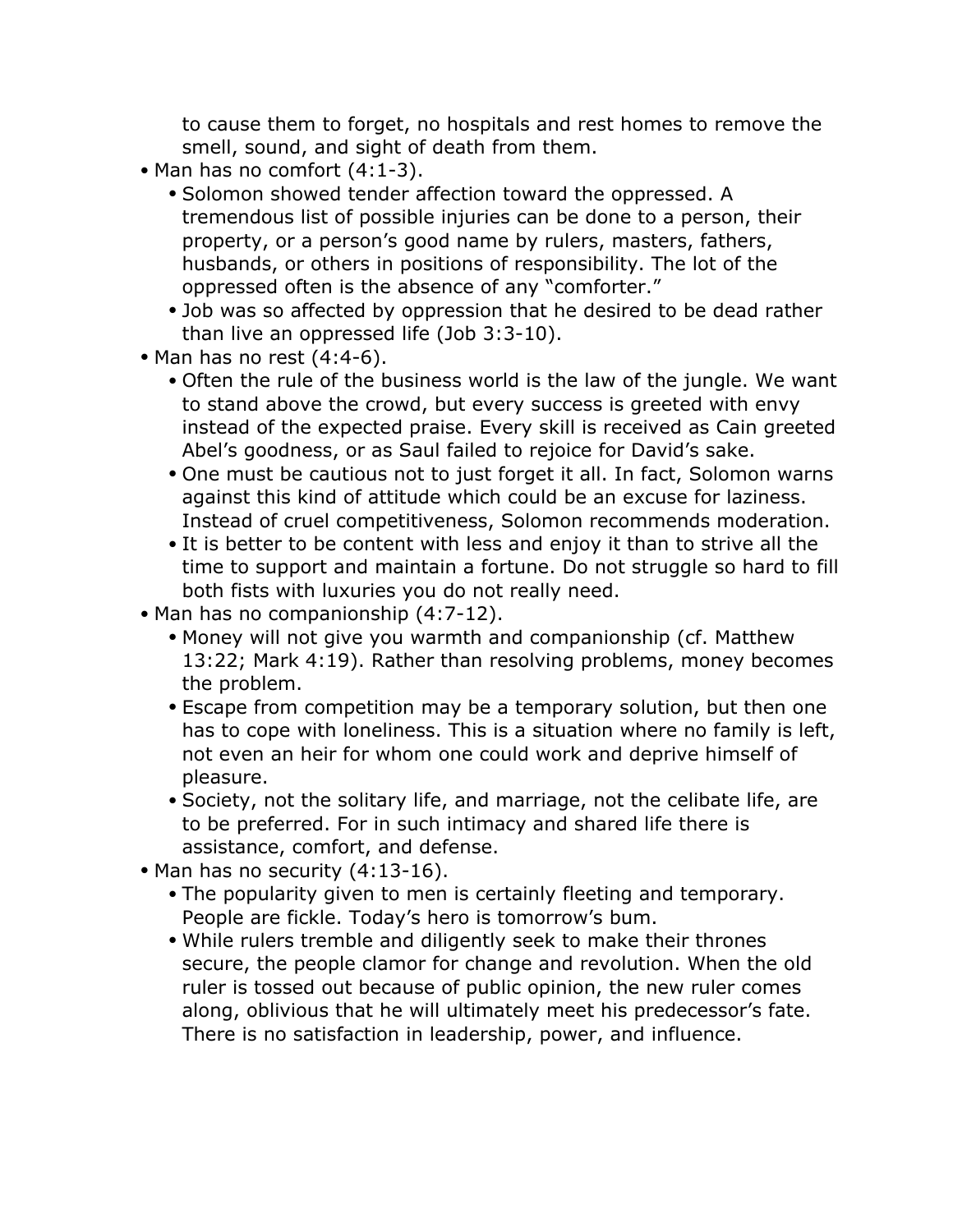to cause them to forget, no hospitals and rest homes to remove the smell, sound, and sight of death from them.
- Man has no comfort (4:1-3).
    - Solomon showed tender affection toward the oppressed. A tremendous list of possible injuries can be done to a person, their property, or a person's good name by rulers, masters, fathers, husbands, or others in positions of responsibility. The lot of the oppressed often is the absence of any "comforter."
    - Job was so affected by oppression that he desired to be dead rather than live an oppressed life (Job 3:3-10).
- Man has no rest (4:4-6).
    - Often the rule of the business world is the law of the jungle. We want to stand above the crowd, but every success is greeted with envy instead of the expected praise. Every skill is received as Cain greeted Abel's goodness, or as Saul failed to rejoice for David's sake.
    - One must be cautious not to just forget it all. In fact, Solomon warns against this kind of attitude which could be an excuse for laziness. Instead of cruel competitiveness, Solomon recommends moderation.
    - It is better to be content with less and enjoy it than to strive all the time to support and maintain a fortune. Do not struggle so hard to fill both fists with luxuries you do not really need.
- Man has no companionship (4:7-12).
    - Money will not give you warmth and companionship (cf. Matthew 13:22; Mark 4:19). Rather than resolving problems, money becomes the problem.
    - Escape from competition may be a temporary solution, but then one has to cope with loneliness. This is a situation where no family is left, not even an heir for whom one could work and deprive himself of pleasure.
    - Society, not the solitary life, and marriage, not the celibate life, are to be preferred. For in such intimacy and shared life there is assistance, comfort, and defense.
- Man has no security (4:13-16).
    - The popularity given to men is certainly fleeting and temporary. People are fickle. Today's hero is tomorrow's bum.
    - While rulers tremble and diligently seek to make their thrones secure, the people clamor for change and revolution. When the old ruler is tossed out because of public opinion, the new ruler comes along, oblivious that he will ultimately meet his predecessor's fate. There is no satisfaction in leadership, power, and influence.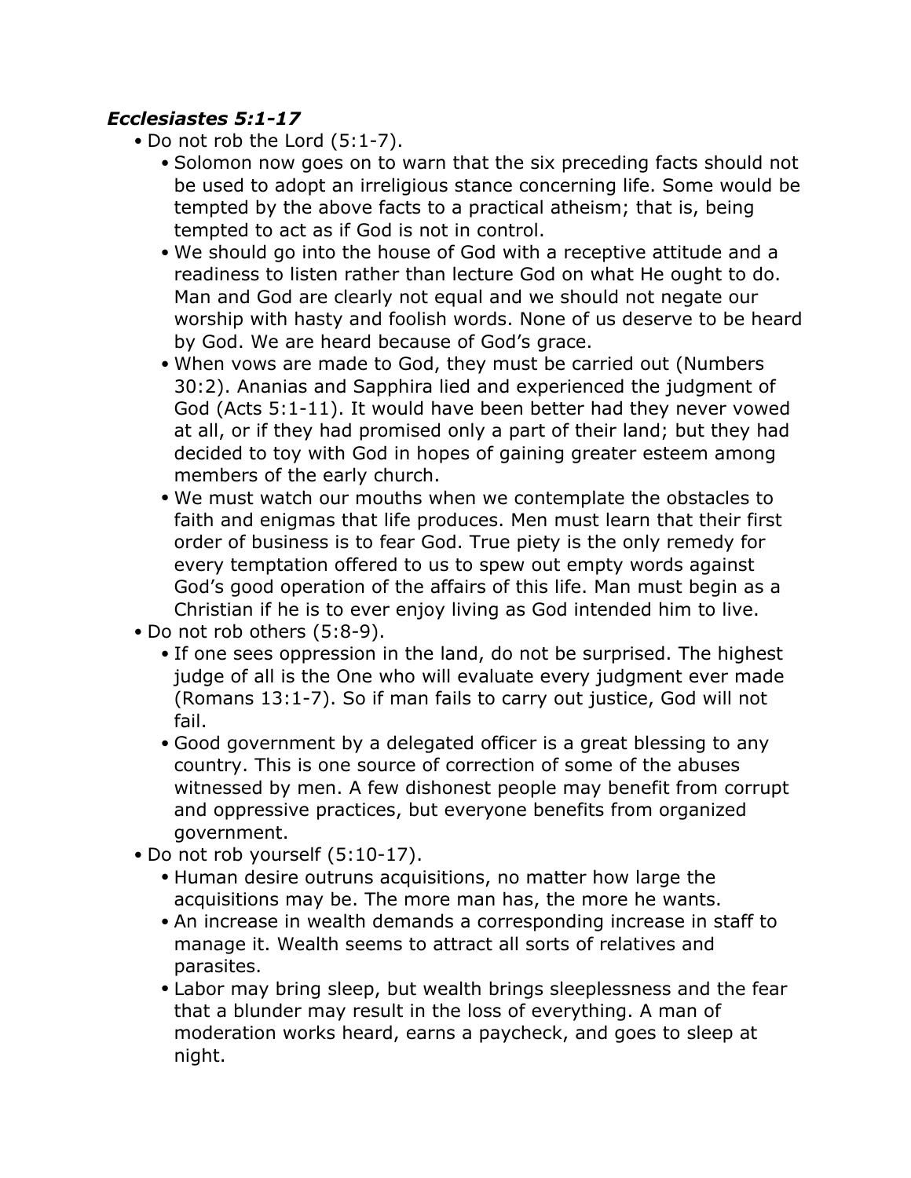### ***Ecclesiastes 5:1-17***

- Do not rob the Lord (5:1-7).
    - Solomon now goes on to warn that the six preceding facts should not be used to adopt an irreligious stance concerning life. Some would be tempted by the above facts to a practical atheism; that is, being tempted to act as if God is not in control.
    - We should go into the house of God with a receptive attitude and a readiness to listen rather than lecture God on what He ought to do. Man and God are clearly not equal and we should not negate our worship with hasty and foolish words. None of us deserve to be heard by God. We are heard because of God's grace.
    - When vows are made to God, they must be carried out (Numbers 30:2). Ananias and Sapphira lied and experienced the judgment of God (Acts 5:1-11). It would have been better had they never vowed at all, or if they had promised only a part of their land; but they had decided to toy with God in hopes of gaining greater esteem among members of the early church.
    - We must watch our mouths when we contemplate the obstacles to faith and enigmas that life produces. Men must learn that their first order of business is to fear God. True piety is the only remedy for every temptation offered to us to spew out empty words against God's good operation of the affairs of this life. Man must begin as a Christian if he is to ever enjoy living as God intended him to live.
- Do not rob others (5:8-9).
    - If one sees oppression in the land, do not be surprised. The highest judge of all is the One who will evaluate every judgment ever made (Romans 13:1-7). So if man fails to carry out justice, God will not fail.
    - Good government by a delegated officer is a great blessing to any country. This is one source of correction of some of the abuses witnessed by men. A few dishonest people may benefit from corrupt and oppressive practices, but everyone benefits from organized government.
- Do not rob yourself (5:10-17).
    - Human desire outruns acquisitions, no matter how large the acquisitions may be. The more man has, the more he wants.
    - An increase in wealth demands a corresponding increase in staff to manage it. Wealth seems to attract all sorts of relatives and parasites.
    - Labor may bring sleep, but wealth brings sleeplessness and the fear that a blunder may result in the loss of everything. A man of moderation works heard, earns a paycheck, and goes to sleep at night.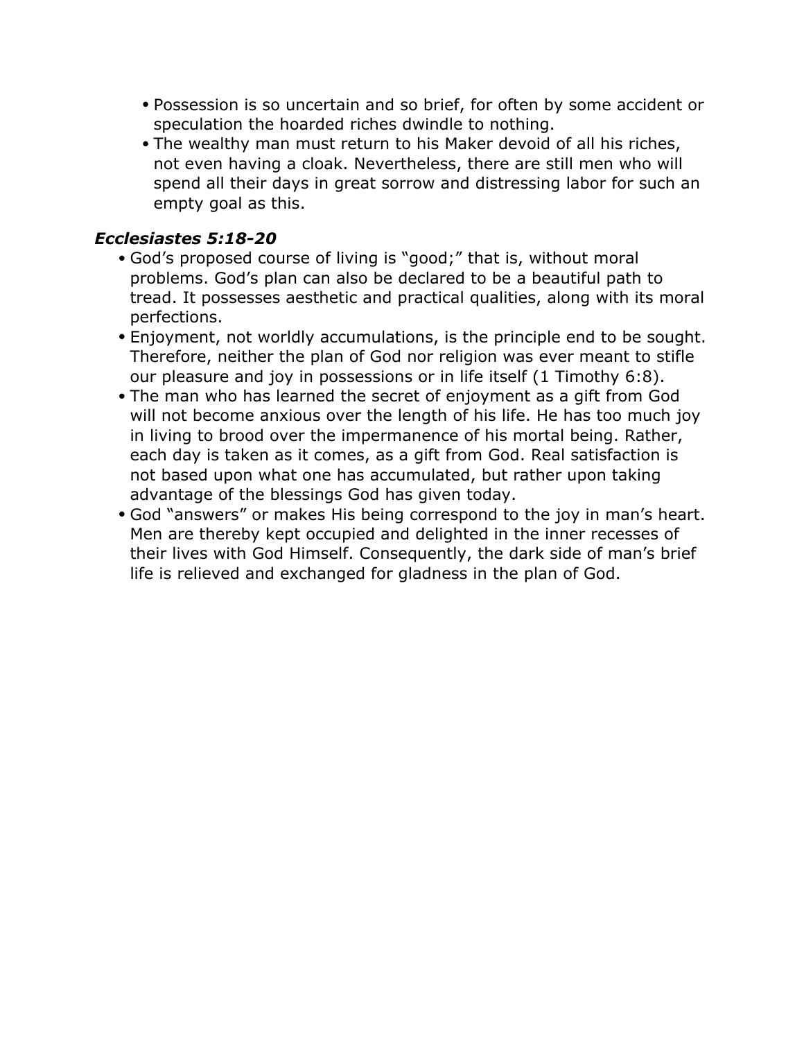- Possession is so uncertain and so brief, for often by some accident or speculation the hoarded riches dwindle to nothing.
- The wealthy man must return to his Maker devoid of all his riches, not even having a cloak. Nevertheless, there are still men who will spend all their days in great sorrow and distressing labor for such an empty goal as this.

### *Ecclesiastes 5:18-20*

- God's proposed course of living is "good;" that is, without moral problems. God's plan can also be declared to be a beautiful path to tread. It possesses aesthetic and practical qualities, along with its moral perfections.
- Enjoyment, not worldly accumulations, is the principle end to be sought. Therefore, neither the plan of God nor religion was ever meant to stifle our pleasure and joy in possessions or in life itself (1 Timothy 6:8).
- The man who has learned the secret of enjoyment as a gift from God will not become anxious over the length of his life. He has too much joy in living to brood over the impermanence of his mortal being. Rather, each day is taken as it comes, as a gift from God. Real satisfaction is not based upon what one has accumulated, but rather upon taking advantage of the blessings God has given today.
- God "answers" or makes His being correspond to the joy in man's heart. Men are thereby kept occupied and delighted in the inner recesses of their lives with God Himself. Consequently, the dark side of man's brief life is relieved and exchanged for gladness in the plan of God.